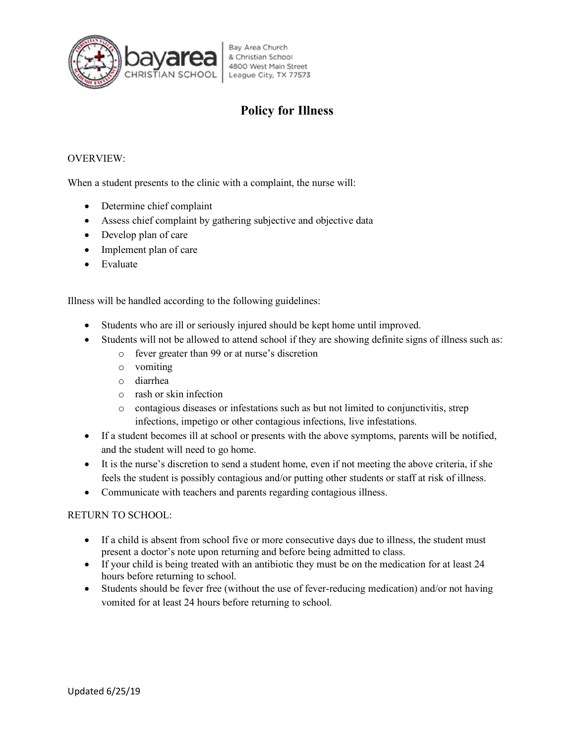Bay Area Church
& Christian School
4800 West Main Street
League City, TX 77573

# Policy for Illness

OVERVIEW:

When a student presents to the clinic with a complaint, the nurse will:

- Determine chief complaint
- Assess chief complaint by gathering subjective and objective data
- Develop plan of care
- Implement plan of care
- Evaluate

Illness will be handled according to the following guidelines:

- Students who are ill or seriously injured should be kept home until improved.
- Students will not be allowed to attend school if they are showing definite signs of illness such as:
  - fever greater than 99 or at nurse's discretion
  - vomiting
  - diarrhea
  - rash or skin infection
  - contagious diseases or infestations such as but not limited to conjunctivitis, strep infections, impetigo or other contagious infections, live infestations.
- If a student becomes ill at school or presents with the above symptoms, parents will be notified, and the student will need to go home.
- It is the nurse's discretion to send a student home, even if not meeting the above criteria, if she feels the student is possibly contagious and/or putting other students or staff at risk of illness.
- Communicate with teachers and parents regarding contagious illness.

RETURN TO SCHOOL:

- If a child is absent from school five or more consecutive days due to illness, the student must present a doctor's note upon returning and before being admitted to class.
- If your child is being treated with an antibiotic they must be on the medication for at least 24 hours before returning to school.
- Students should be fever free (without the use of fever-reducing medication) and/or not having vomited for at least 24 hours before returning to school.

Updated 6/25/19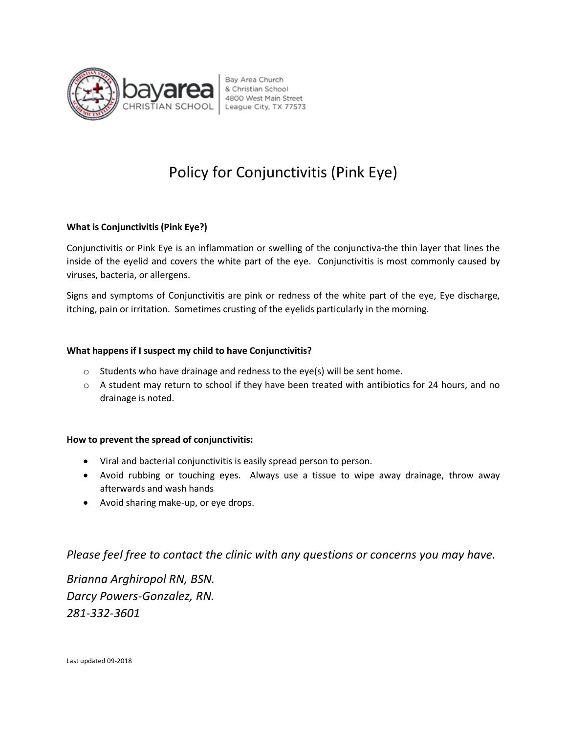Bay Area Church
& Christian School
4800 West Main Street
League City, TX 77573

# Policy for Conjunctivitis (Pink Eye)

**What is Conjunctivitis (Pink Eye?)**

Conjunctivitis or Pink Eye is an inflammation or swelling of the conjunctiva-the thin layer that lines the inside of the eyelid and covers the white part of the eye. Conjunctivitis is most commonly caused by viruses, bacteria, or allergens.

Signs and symptoms of Conjunctivitis are pink or redness of the white part of the eye, Eye discharge, itching, pain or irritation. Sometimes crusting of the eyelids particularly in the morning.

**What happens if I suspect my child to have Conjunctivitis?**

- Students who have drainage and redness to the eye(s) will be sent home.
- A student may return to school if they have been treated with antibiotics for 24 hours, and no drainage is noted.

**How to prevent the spread of conjunctivitis:**

- Viral and bacterial conjunctivitis is easily spread person to person.
- Avoid rubbing or touching eyes. Always use a tissue to wipe away drainage, throw away afterwards and wash hands
- Avoid sharing make-up, or eye drops.

*Please feel free to contact the clinic with any questions or concerns you may have.*

*Brianna Arghiropol RN, BSN.*
*Darcy Powers-Gonzalez, RN.*
*281-332-3601*

Last updated 09-2018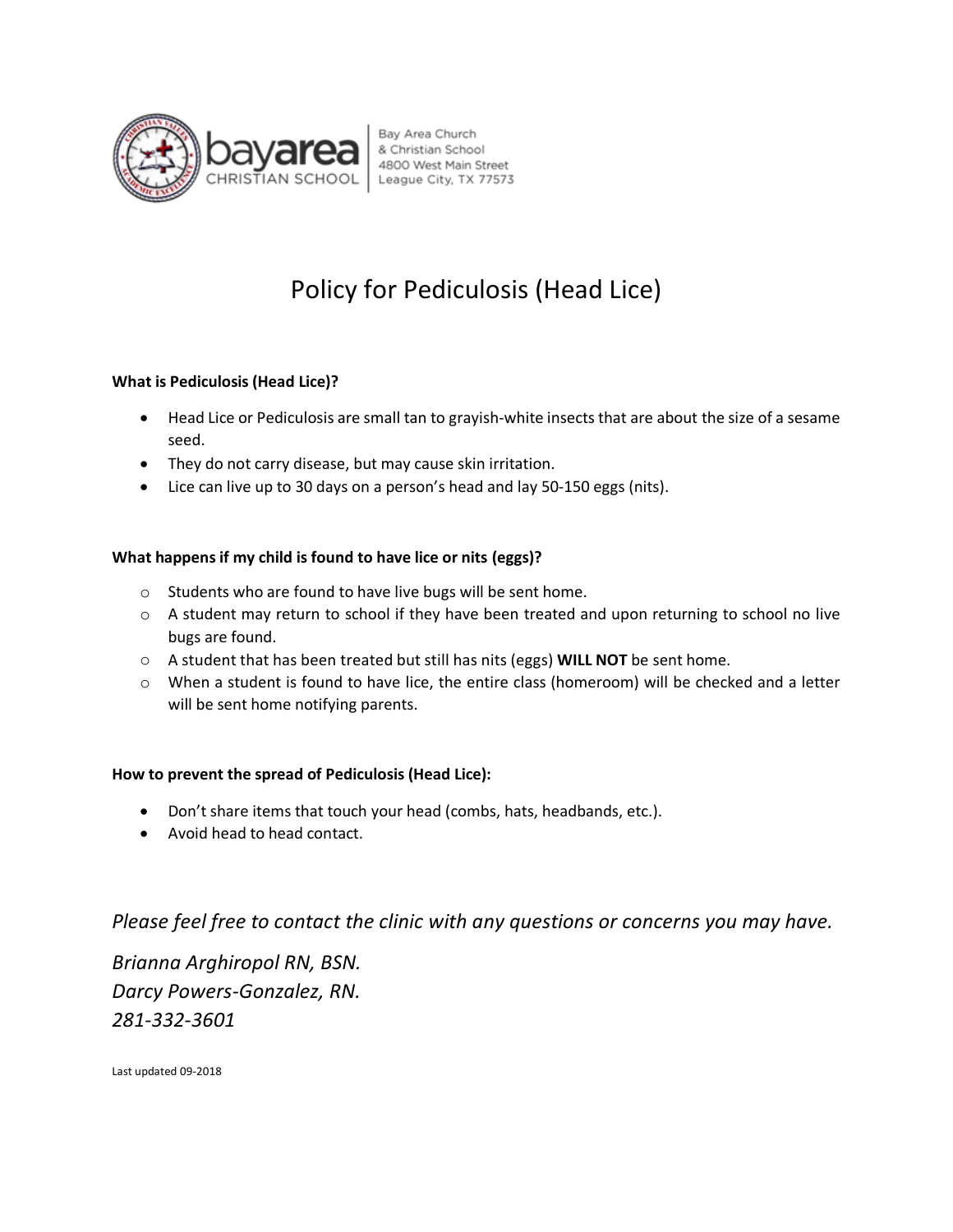Bay Area Church
& Christian School
4800 West Main Street
League City, TX 77573

# Policy for Pediculosis (Head Lice)

**What is Pediculosis (Head Lice)?**

- Head Lice or Pediculosis are small tan to grayish-white insects that are about the size of a sesame seed.
- They do not carry disease, but may cause skin irritation.
- Lice can live up to 30 days on a person's head and lay 50-150 eggs (nits).

**What happens if my child is found to have lice or nits (eggs)?**

- Students who are found to have live bugs will be sent home.
- A student may return to school if they have been treated and upon returning to school no live bugs are found.
- A student that has been treated but still has nits (eggs) **WILL NOT** be sent home.
- When a student is found to have lice, the entire class (homeroom) will be checked and a letter will be sent home notifying parents.

**How to prevent the spread of Pediculosis (Head Lice):**

- Don't share items that touch your head (combs, hats, headbands, etc.).
- Avoid head to head contact.

*Please feel free to contact the clinic with any questions or concerns you may have.*

*Brianna Arghiropol RN, BSN.*
*Darcy Powers-Gonzalez, RN.*
*281-332-3601*

Last updated 09-2018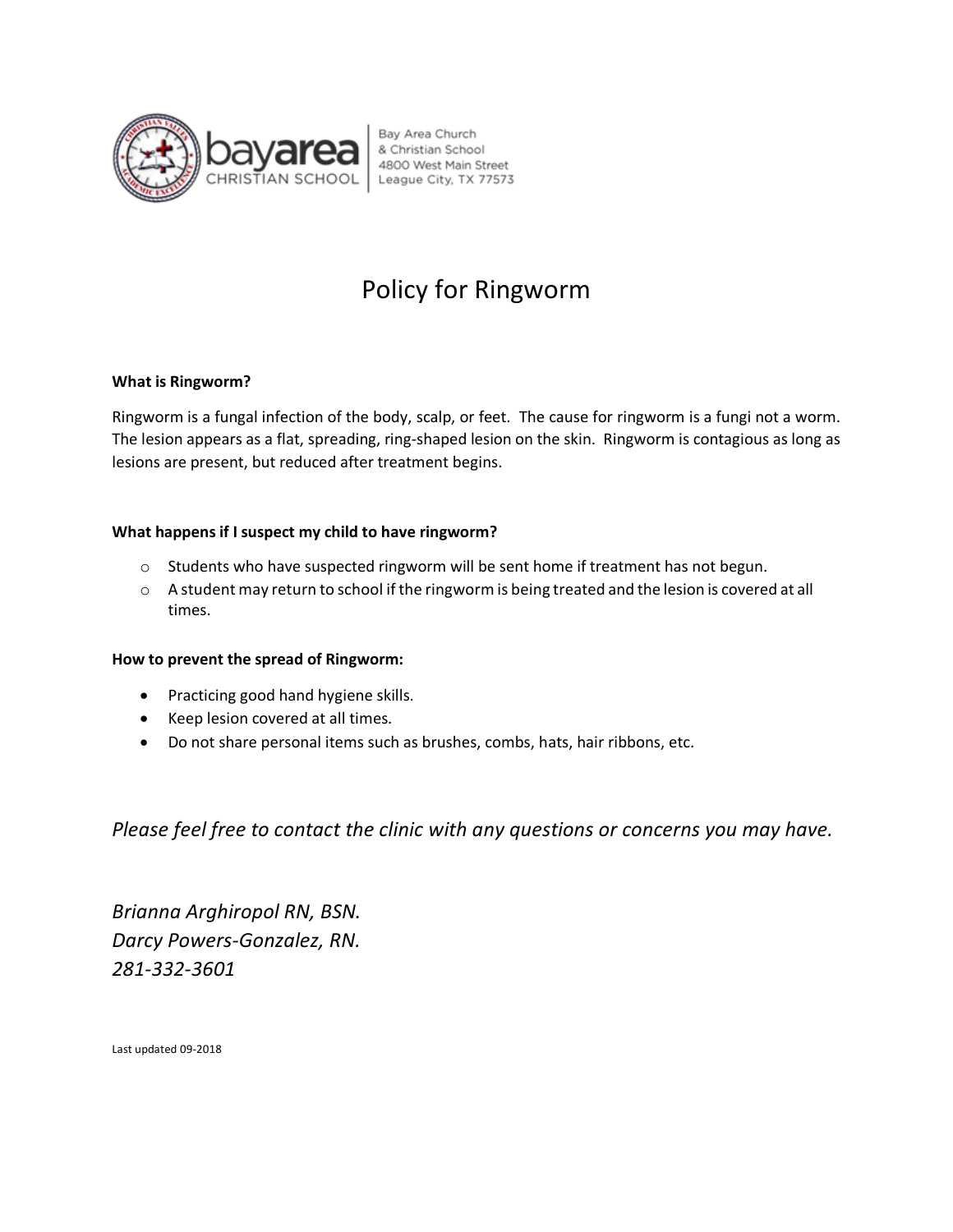Bay Area Church
& Christian School
4800 West Main Street
League City, TX 77573

# Policy for Ringworm

**What is Ringworm?**

Ringworm is a fungal infection of the body, scalp, or feet. The cause for ringworm is a fungi not a worm. The lesion appears as a flat, spreading, ring-shaped lesion on the skin. Ringworm is contagious as long as lesions are present, but reduced after treatment begins.

**What happens if I suspect my child to have ringworm?**

- Students who have suspected ringworm will be sent home if treatment has not begun.
- A student may return to school if the ringworm is being treated and the lesion is covered at all times.

**How to prevent the spread of Ringworm:**

- Practicing good hand hygiene skills.
- Keep lesion covered at all times.
- Do not share personal items such as brushes, combs, hats, hair ribbons, etc.

*Please feel free to contact the clinic with any questions or concerns you may have.*

*Brianna Arghiropol RN, BSN.*
*Darcy Powers-Gonzalez, RN.*
*281-332-3601*

Last updated 09-2018